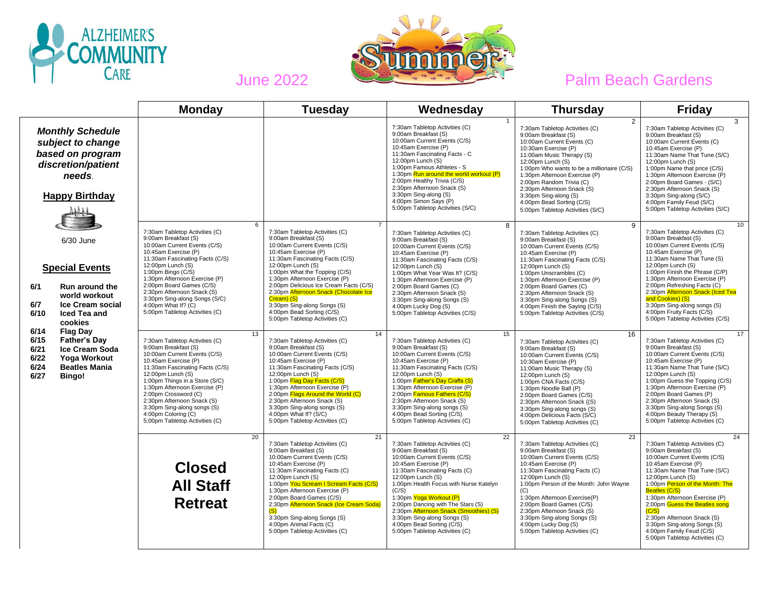# ALZHEIMER'S COMMUNITY CARE

## June 2022 — Summer — Palm Beach Gardens

*Monthly Schedule subject to change based on program discretion/patient needs.*

**Happy Birthday**

6/30 June

**Special Events**

- **6/1** Run around the world workout
- **6/7** Ice Cream social
- **6/10** Iced Tea and cookies
- **6/14** Flag Day
- **6/15** Father's Day
- **6/21** Ice Cream Soda
- **6/22** Yoga Workout
- **6/24** Beatles Mania
- **6/27** Bingo!

| Monday | Tuesday | Wednesday | Thursday | Friday |
|---|---|---|---|---|
| | | **1**<br>7:30am Tabletop Activities (C)<br>9:00am Breakfast (S)<br>10:00am Current Events (C/S)<br>10:45am Exercise (P)<br>11:30am Fascinating Facts - C<br>12:00pm Lunch (S)<br>1:00pm Famous Athletes - S<br>1:30pm Run around the world workout (P)<br>2:00pm Healthy Trivia (C/S)<br>2:30pm Afternoon Snack (S)<br>3:30pm Sing-along (S)<br>4:00pm Simon Says (P)<br>5:00pm Tabletop Activities (S/C) | **2**<br>7:30am Tabletop Activities (C)<br>9:00am Breakfast (S)<br>10:00am Current Events (C)<br>10:30am Exercise (P)<br>11:00am Music Therapy (S)<br>12:00pm Lunch (S)<br>1:00pm Who wants to be a millionaire (C/S)<br>1:30pm Afternoon Exercise (P)<br>2:00pm Random Trivia (C)<br>2:30pm Afternoon Snack (S)<br>3:30pm Sing-along (S)<br>4:00pm Bead Sorting (C/S)<br>5:00pm Tabletop Activities (S/C) | **3**<br>7:30am Tabletop Activities (C)<br>9:00am Breakfast (S)<br>10:00am Current Events (C)<br>10:45am Exercise (P)<br>11:30am Name That Tune (S/C)<br>12:00pm Lunch (S)<br>1:00pm Name that price (C/S)<br>1:30pm Afternoon Exercise (P)<br>2:00pm Board Games - (S/C)<br>2:30pm Afternoon Snack (S)<br>3:30pm Sing-along (S/C)<br>4:00pm Family Feud (S/C)<br>5:00pm Tabletop Activities (S/C) |
| **6**<br>7:30am Tabletop Activities (C)<br>9:00am Breakfast (S)<br>10:00am Current Events (C/S)<br>10:45am Exercise (P)<br>11:30am Fascinating Facts (C/S)<br>12:00pm Lunch (S)<br>1:00pm Bingo (C/S)<br>1:30pm Afternoon Exercise (P)<br>2:00pm Board Games (C/S)<br>2:30pm Afternoon Snack (S)<br>3:30pm Sing-along Songs (S/C)<br>4:00pm What If? (C)<br>5:00pm Tabletop Activities (C) | **7**<br>7:30am Tabletop Activities (C)<br>9:00am Breakfast (S)<br>10:00am Current Events (C/S)<br>10:45am Exercise (P)<br>11:30am Fascinating Facts (C/S)<br>12:00pm Lunch (S)<br>1:00pm What the Topping (C/S)<br>1:30pm Afternoon Exercise (P)<br>2:00pm Delicious Ice Cream Facts (C/S)<br>2:30pm Afternoon Snack (Chocolate Ice Cream) (S)<br>3:30pm Sing-along Songs (S)<br>4:00pm Bead Sorting (C/S)<br>5:00pm Tabletop Activities (C) | **8**<br>7:30am Tabletop Activities (C)<br>9:00am Breakfast (S)<br>10:00am Current Events (C/S)<br>10:45am Exercise (P)<br>11:30am Fascinating Facts (C/S)<br>12:00pm Lunch (S)<br>1:00pm What Year Was It? (C/S)<br>1:30pm Afternoon Exercise (P)<br>2:00pm Board Games (C)<br>2:30pm Afternoon Snack (S)<br>3:30pm Sing-along Songs (S)<br>4:00pm Lucky Dog (S)<br>5:00pm Tabletop Activities (C/S) | **9**<br>7:30am Tabletop Activities (C)<br>9:00am Breakfast (S)<br>10:00am Current Events (C/S)<br>10:45am Exercise (P)<br>11:30am Fascinating Facts (C/S)<br>12:00pm Lunch (S)<br>1:00pm Unscrambles (C)<br>1:30pm Afternoon Exercise (P)<br>2:00pm Board Games (C)<br>2:30pm Afternoon Snack (S)<br>3:30pm Sing-along Songs (S)<br>4:00pm Finish the Saying (C/S)<br>5:00pm Tabletop Activities (C/S) | **10**<br>7:30am Tabletop Activities (C)<br>9:00am Breakfast (S)<br>10:00am Current Events (C/S)<br>10:45am Exercise (P)<br>11:30am Name That Tune (S)<br>12:00pm Lunch (S)<br>1:00pm Finish the Phrase (C/P)<br>1:30pm Afternoon Exercise (P)<br>2:00pm Refreshing Facts (C)<br>2:30pm Afternoon Snack (Iced Tea and Cookies) (S)<br>3:30pm Sing-along songs (S)<br>4:00pm Fruity Facts (C/S)<br>5:00pm Tabletop Activities (C/S) |
| **13**<br>7:30am Tabletop Activities (C)<br>9:00am Breakfast (S)<br>10:00am Current Events (C/S)<br>10:45am Exercise (P)<br>11:30am Fascinating Facts (C/S)<br>12:00pm Lunch (S)<br>1:00pm Things in a Store (S/C)<br>1:30pm Afternoon Exercise (P)<br>2:00pm Crossword (C)<br>2:30pm Afternoon Snack (S)<br>3:30pm Sing-along songs (S)<br>4:00pm Coloring (C)<br>5:00pm Tabletop Activities (C) | **14**<br>7:30am Tabletop Activities (C)<br>9:00am Breakfast (S)<br>10:00am Current Events (C/S)<br>10:45am Exercise (P)<br>11:30am Fascinating Facts (C/S)<br>12:00pm Lunch (S)<br>1:00pm Flag Day Facts (C/S)<br>1:30pm Afternoon Exercise (P)<br>2:00pm Flags Around the World (C)<br>2:30pm Afternoon Snack (S)<br>3:30pm Sing-along songs (S)<br>4:00pm What If? (S/C)<br>5:00pm Tabletop Activities (C) | **15**<br>7:30am Tabletop Activities (C)<br>9:00am Breakfast (S)<br>10:00am Current Events (C/S)<br>10:45am Exercise (P)<br>11:30am Fascinating Facts (C/S)<br>12:00pm Lunch (S)<br>1:00pm Father's Day Crafts (S)<br>1:30pm Afternoon Exercise (P)<br>2:00pm Famous Fathers (C/S)<br>2:30pm Afternoon Snack (S)<br>3:30pm Sing-along songs (S)<br>4:00pm Bead Sorting (C/S)<br>5:00pm Tabletop Activities (C) | **16**<br>7:30am Tabletop Activities (C)<br>9:00am Breakfast (S)<br>10:00am Current Events (C/S)<br>10:30am Exercise (P)<br>11:00am Music Therapy (S)<br>12:00pm Lunch (S)<br>1:00pm CNA Facts (C/S)<br>1:30pm Noodle Ball (P)<br>2:00pm Board Games (C/S)<br>2:30pm Afternoon Snack ((S)<br>3:30pm Sing-along songs (S)<br>4:00pm Delicious Facts (S/C)<br>5:00pm Tabletop Activities (C) | **17**<br>7:30am Tabletop Activities (C)<br>9:00am Breakfast (S)<br>10:00am Current Events (C/S)<br>10:45am Exercise (P)<br>11:30am Name That Tune (S/C)<br>12:00pm Lunch (S)<br>1:00pm Guess the Topping (C/S)<br>1:30pm Afternoon Exercise (P)<br>2:00pm Board Games (P)<br>2:30pm Afternoon Snack (S)<br>3:30pm Sing-along Songs (S)<br>4:00pm Beauty Therapy (S)<br>5:00pm Tabletop Activities (C) |
| **20**<br>**Closed All Staff Retreat** | **21**<br>7:30am Tabletop Activities (C)<br>9:00am Breakfast (S)<br>10:00am Current Events (C/S)<br>10:45am Exercise (P)<br>11:30am Fascinating Facts (C)<br>12:00pm Lunch (S)<br>1:00pm You Scream I Scream Facts (C/S)<br>1:30pm Afternoon Exercise (P)<br>2:00pm Board Games (C/S)<br>2:30pm Afternoon Snack (Ice Cream Soda) (S)<br>3:30pm Sing-along Songs (S)<br>4:00pm Animal Facts (C)<br>5:00pm Tabletop Activities (C) | **22**<br>7:30am Tabletop Activities (C)<br>9:00am Breakfast (S)<br>10:00am Current Events (C/S)<br>10:45am Exercise (P)<br>11:30am Fascinating Facts (C)<br>12:00pm Lunch (S)<br>1:00pm Health Focus with Nurse Katelyn (C/S)<br>1:30pm Yoga Workout (P)<br>2:00pm Dancing with The Stars (S)<br>2:30pm Afternoon Snack (Smoothies) (S)<br>3:30pm Sing-along Songs (S)<br>4:00pm Bead Sorting (C/S)<br>5:00pm Tabletop Activities (C) | **23**<br>7:30am Tabletop Activities (C)<br>9:00am Breakfast (S)<br>10:00am Current Events (C/S)<br>10:45am Exercise (P)<br>11:30am Fascinating Facts (C)<br>12:00pm Lunch (S)<br>1:00pm Person of the Month: John Wayne (C)<br>1:30pm Afternoon Exercise(P)<br>2:00pm Board Games (C/S)<br>2:30pm Afternoon Snack (S)<br>3:30pm Sing-along Songs (S)<br>4:00pm Lucky Dog (S)<br>5:00pm Tabletop Activities (C) | **24**<br>7:30am Tabletop Activities (C)<br>9:00am Breakfast (S)<br>10:00am Current Events (C/S)<br>10:45am Exercise (P)<br>11:30am Name That Tune (S/C)<br>12:00pm Lunch (S)<br>1:00pm Person of the Month: The Beatles (C/S)<br>1:30pm Afternoon Exercise (P)<br>2:00pm Guess the Beatles song (C/S)<br>2:30pm Afternoon Snack (S)<br>3:30pm Sing-along Songs (S)<br>4:00pm Family Feud (C/S)<br>5:00pm Tabletop Activities (C) |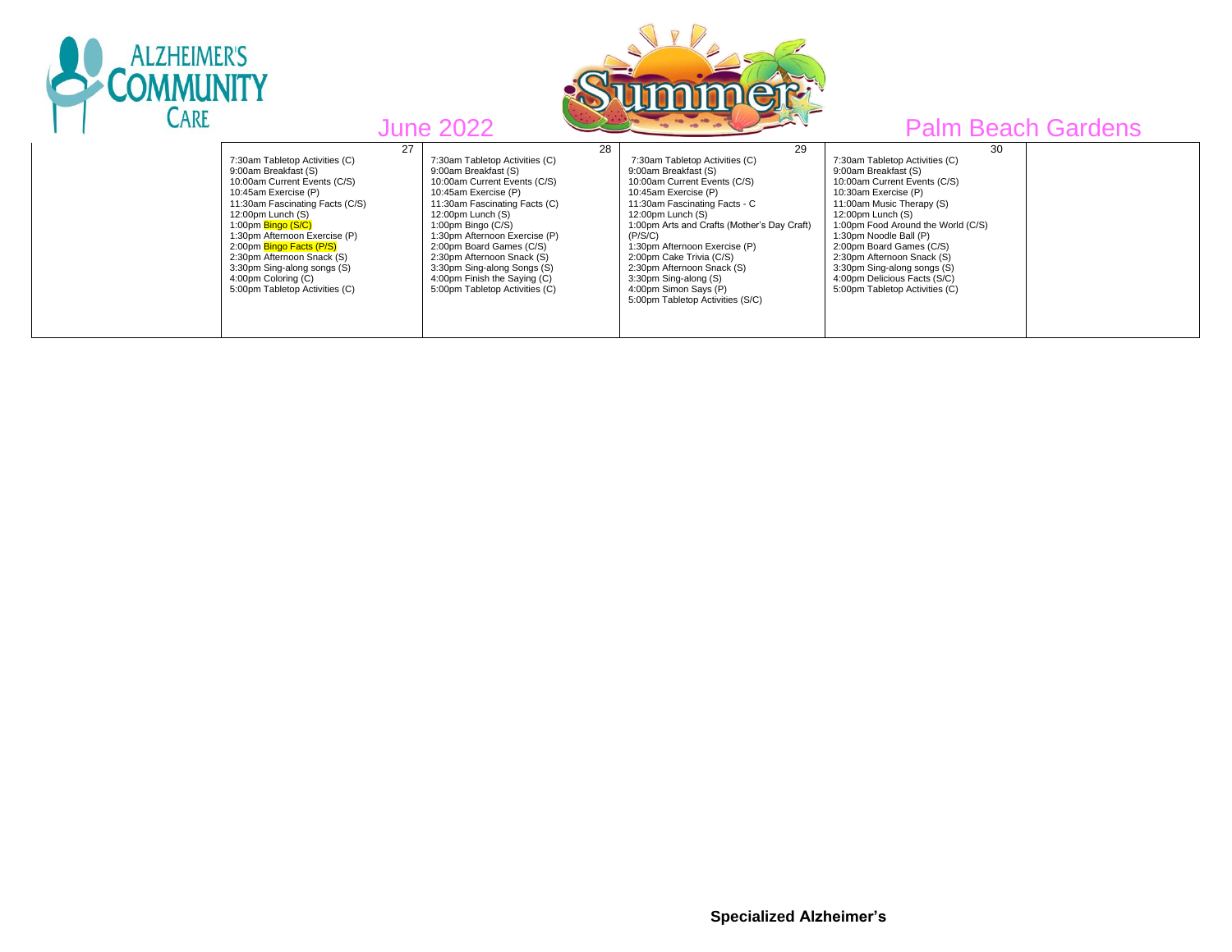ALZHEIMER'S COMMUNITY CARE

June 2022

Palm Beach Gardens

| | 27 | 28 | 29 | 30 | |
|---|---|---|---|---|---|
| | 7:30am Tabletop Activities (C)<br>9:00am Breakfast (S)<br>10:00am Current Events (C/S)<br>10:45am Exercise (P)<br>11:30am Fascinating Facts (C/S)<br>12:00pm Lunch (S)<br>1:00pm Bingo (S/C)<br>1:30pm Afternoon Exercise (P)<br>2:00pm Bingo Facts (P/S)<br>2:30pm Afternoon Snack (S)<br>3:30pm Sing-along songs (S)<br>4:00pm Coloring (C)<br>5:00pm Tabletop Activities (C) | 7:30am Tabletop Activities (C)<br>9:00am Breakfast (S)<br>10:00am Current Events (C/S)<br>10:45am Exercise (P)<br>11:30am Fascinating Facts (C)<br>12:00pm Lunch (S)<br>1:00pm Bingo (C/S)<br>1:30pm Afternoon Exercise (P)<br>2:00pm Board Games (C/S)<br>2:30pm Afternoon Snack (S)<br>3:30pm Sing-along Songs (S)<br>4:00pm Finish the Saying (C)<br>5:00pm Tabletop Activities (C) | 7:30am Tabletop Activities (C)<br>9:00am Breakfast (S)<br>10:00am Current Events (C/S)<br>10:45am Exercise (P)<br>11:30am Fascinating Facts - C<br>12:00pm Lunch (S)<br>1:00pm Arts and Crafts (Mother's Day Craft) (P/S/C)<br>1:30pm Afternoon Exercise (P)<br>2:00pm Cake Trivia (C/S)<br>2:30pm Afternoon Snack (S)<br>3:30pm Sing-along (S)<br>4:00pm Simon Says (P)<br>5:00pm Tabletop Activities (S/C) | 7:30am Tabletop Activities (C)<br>9:00am Breakfast (S)<br>10:00am Current Events (C/S)<br>10:30am Exercise (P)<br>11:00am Music Therapy (S)<br>12:00pm Lunch (S)<br>1:00pm Food Around the World (C/S)<br>1:30pm Noodle Ball (P)<br>2:00pm Board Games (C/S)<br>2:30pm Afternoon Snack (S)<br>3:30pm Sing-along songs (S)<br>4:00pm Delicious Facts (S/C)<br>5:00pm Tabletop Activities (C) | |

**Specialized Alzheimer's**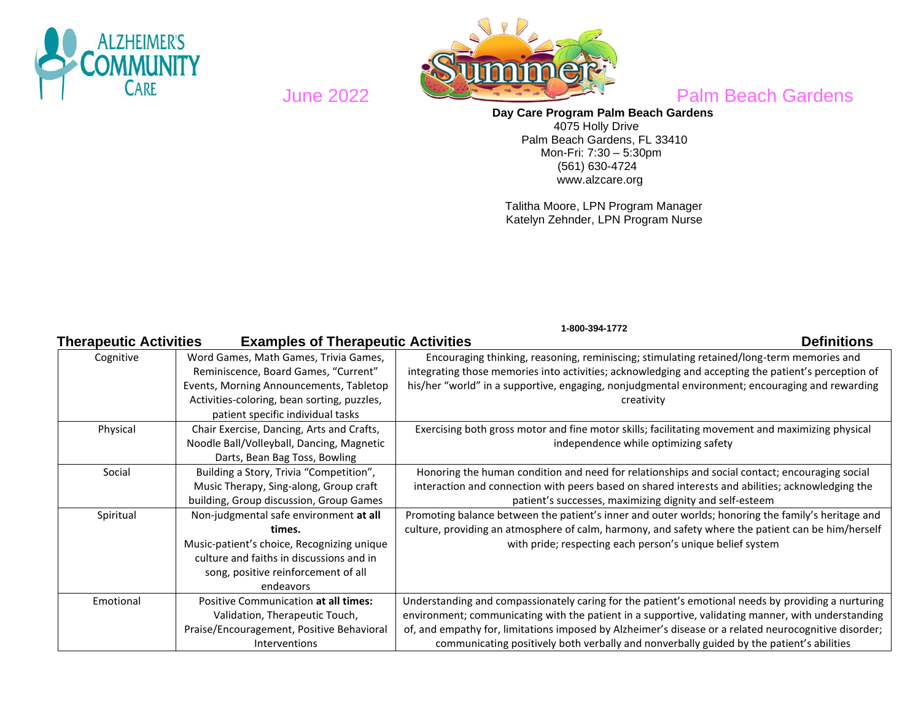June 2022 | Palm Beach Gardens

**Day Care Program Palm Beach Gardens**
4075 Holly Drive
Palm Beach Gardens, FL 33410
Mon-Fri: 7:30 – 5:30pm
(561) 630-4724
www.alzcare.org

Talitha Moore, LPN Program Manager
Katelyn Zehnder, LPN Program Nurse

**1-800-394-1772**

| Therapeutic Activities | Examples of Therapeutic Activities | Definitions |
|---|---|---|
| Cognitive | Word Games, Math Games, Trivia Games, Reminiscence, Board Games, "Current" Events, Morning Announcements, Tabletop Activities-coloring, bean sorting, puzzles, patient specific individual tasks | Encouraging thinking, reasoning, reminiscing; stimulating retained/long-term memories and integrating those memories into activities; acknowledging and accepting the patient's perception of his/her "world" in a supportive, engaging, nonjudgmental environment; encouraging and rewarding creativity |
| Physical | Chair Exercise, Dancing, Arts and Crafts, Noodle Ball/Volleyball, Dancing, Magnetic Darts, Bean Bag Toss, Bowling | Exercising both gross motor and fine motor skills; facilitating movement and maximizing physical independence while optimizing safety |
| Social | Building a Story, Trivia "Competition", Music Therapy, Sing-along, Group craft building, Group discussion, Group Games | Honoring the human condition and need for relationships and social contact; encouraging social interaction and connection with peers based on shared interests and abilities; acknowledging the patient's successes, maximizing dignity and self-esteem |
| Spiritual | Non-judgmental safe environment **at all times.** Music-patient's choice, Recognizing unique culture and faiths in discussions and in song, positive reinforcement of all endeavors | Promoting balance between the patient's inner and outer worlds; honoring the family's heritage and culture, providing an atmosphere of calm, harmony, and safety where the patient can be him/herself with pride; respecting each person's unique belief system |
| Emotional | Positive Communication **at all times:** Validation, Therapeutic Touch, Praise/Encouragement, Positive Behavioral Interventions | Understanding and compassionately caring for the patient's emotional needs by providing a nurturing environment; communicating with the patient in a supportive, validating manner, with understanding of, and empathy for, limitations imposed by Alzheimer's disease or a related neurocognitive disorder; communicating positively both verbally and nonverbally guided by the patient's abilities |